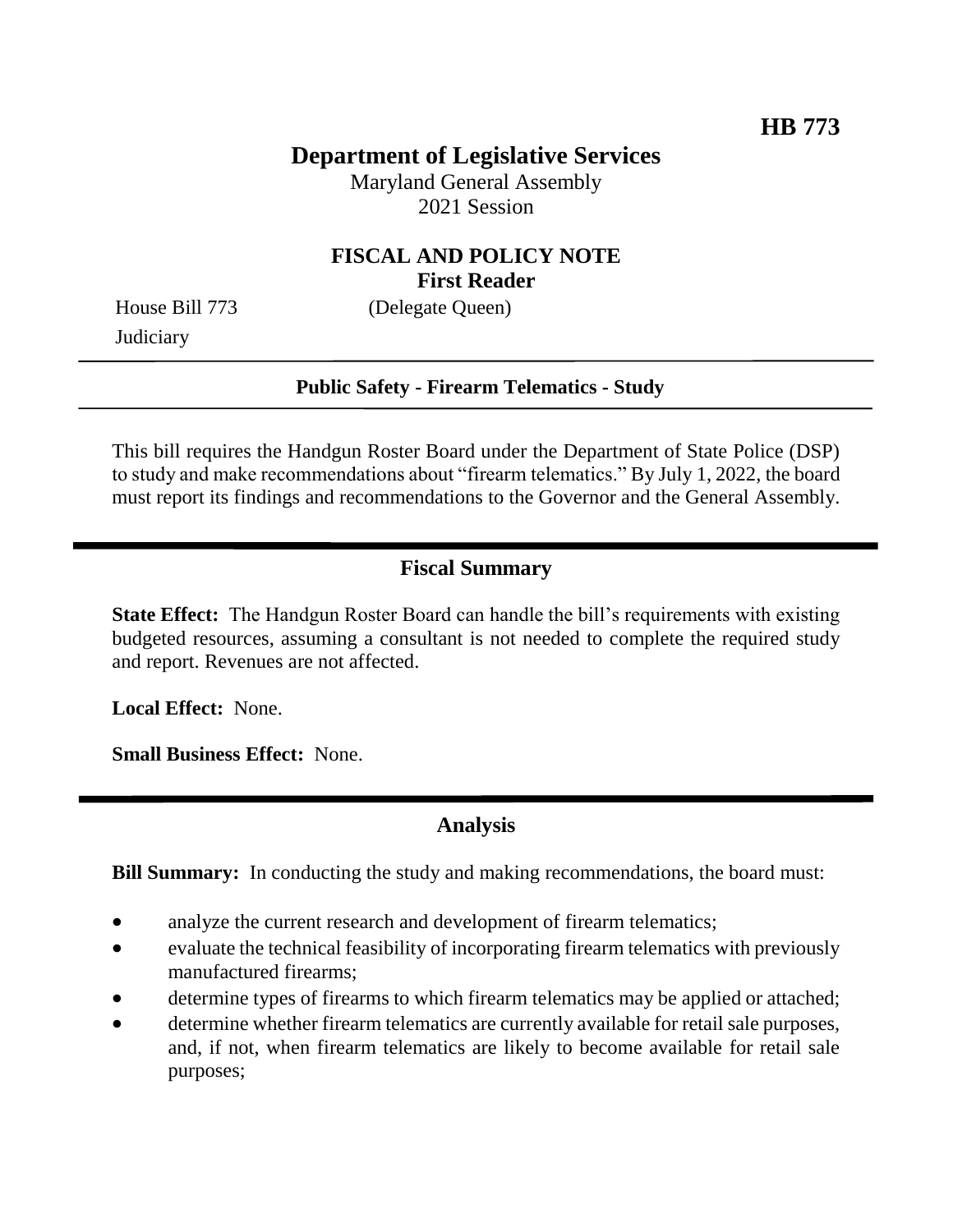**HB 773**

# Department of Legislative Services

Maryland General Assembly
2021 Session

## FISCAL AND POLICY NOTE
**First Reader**

House Bill 773 (Delegate Queen)
Judiciary

**Public Safety - Firearm Telematics - Study**

This bill requires the Handgun Roster Board under the Department of State Police (DSP) to study and make recommendations about "firearm telematics." By July 1, 2022, the board must report its findings and recommendations to the Governor and the General Assembly.

## Fiscal Summary

**State Effect:** The Handgun Roster Board can handle the bill's requirements with existing budgeted resources, assuming a consultant is not needed to complete the required study and report. Revenues are not affected.

**Local Effect:** None.

**Small Business Effect:** None.

## Analysis

**Bill Summary:** In conducting the study and making recommendations, the board must:

- analyze the current research and development of firearm telematics;
- evaluate the technical feasibility of incorporating firearm telematics with previously manufactured firearms;
- determine types of firearms to which firearm telematics may be applied or attached;
- determine whether firearm telematics are currently available for retail sale purposes, and, if not, when firearm telematics are likely to become available for retail sale purposes;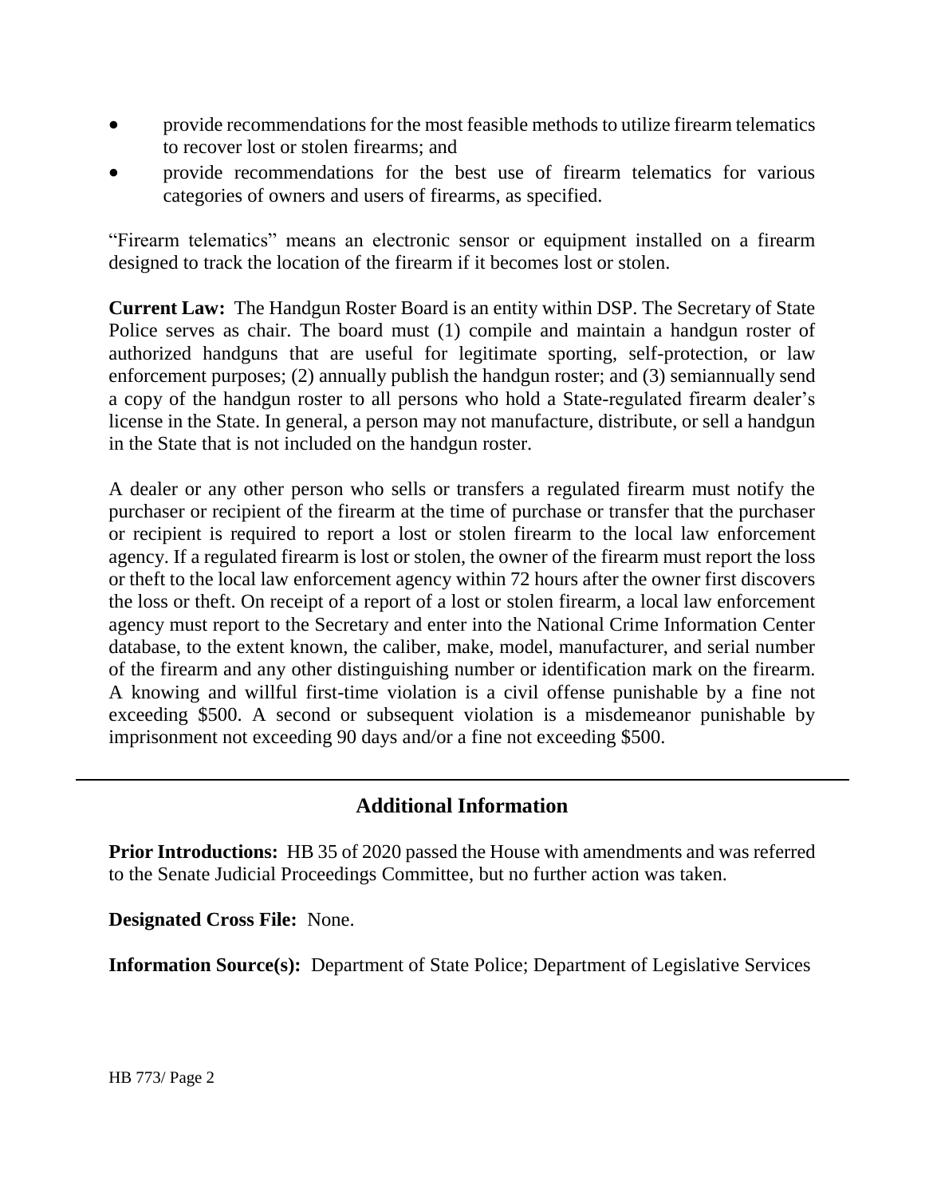- provide recommendations for the most feasible methods to utilize firearm telematics to recover lost or stolen firearms; and
- provide recommendations for the best use of firearm telematics for various categories of owners and users of firearms, as specified.

"Firearm telematics" means an electronic sensor or equipment installed on a firearm designed to track the location of the firearm if it becomes lost or stolen.

**Current Law:** The Handgun Roster Board is an entity within DSP. The Secretary of State Police serves as chair. The board must (1) compile and maintain a handgun roster of authorized handguns that are useful for legitimate sporting, self-protection, or law enforcement purposes; (2) annually publish the handgun roster; and (3) semiannually send a copy of the handgun roster to all persons who hold a State-regulated firearm dealer's license in the State. In general, a person may not manufacture, distribute, or sell a handgun in the State that is not included on the handgun roster.

A dealer or any other person who sells or transfers a regulated firearm must notify the purchaser or recipient of the firearm at the time of purchase or transfer that the purchaser or recipient is required to report a lost or stolen firearm to the local law enforcement agency. If a regulated firearm is lost or stolen, the owner of the firearm must report the loss or theft to the local law enforcement agency within 72 hours after the owner first discovers the loss or theft. On receipt of a report of a lost or stolen firearm, a local law enforcement agency must report to the Secretary and enter into the National Crime Information Center database, to the extent known, the caliber, make, model, manufacturer, and serial number of the firearm and any other distinguishing number or identification mark on the firearm. A knowing and willful first-time violation is a civil offense punishable by a fine not exceeding \$500. A second or subsequent violation is a misdemeanor punishable by imprisonment not exceeding 90 days and/or a fine not exceeding \$500.

## Additional Information

**Prior Introductions:** HB 35 of 2020 passed the House with amendments and was referred to the Senate Judicial Proceedings Committee, but no further action was taken.

**Designated Cross File:** None.

**Information Source(s):** Department of State Police; Department of Legislative Services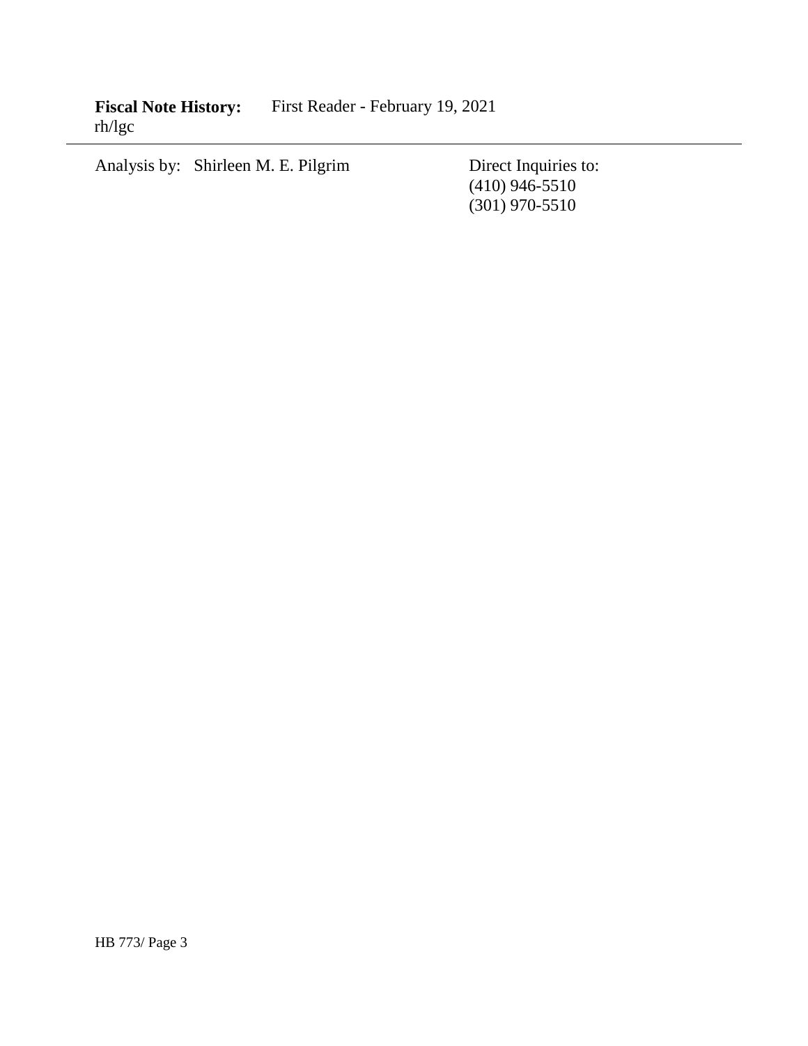**Fiscal Note History:** First Reader - February 19, 2021
rh/lgc

---

Analysis by: Shirleen M. E. Pilgrim

Direct Inquiries to:
(410) 946-5510
(301) 970-5510